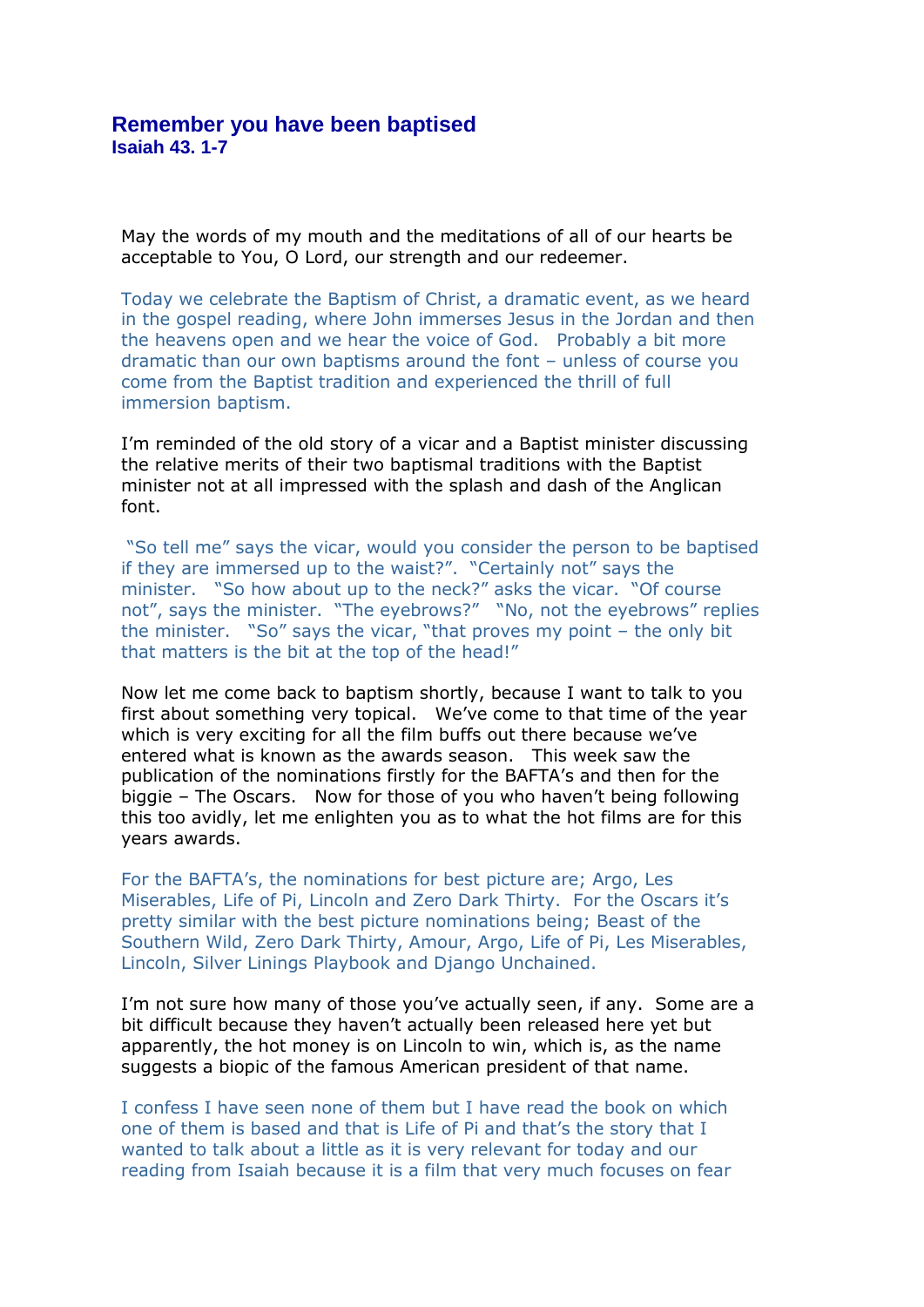# Remember you have been baptised

**Isaiah 43. 1-7**

May the words of my mouth and the meditations of all of our hearts be acceptable to You, O Lord, our strength and our redeemer.

Today we celebrate the Baptism of Christ, a dramatic event, as we heard in the gospel reading, where John immerses Jesus in the Jordan and then the heavens open and we hear the voice of God. Probably a bit more dramatic than our own baptisms around the font – unless of course you come from the Baptist tradition and experienced the thrill of full immersion baptism.

I'm reminded of the old story of a vicar and a Baptist minister discussing the relative merits of their two baptismal traditions with the Baptist minister not at all impressed with the splash and dash of the Anglican font.

"So tell me" says the vicar, would you consider the person to be baptised if they are immersed up to the waist?". "Certainly not" says the minister. "So how about up to the neck?" asks the vicar. "Of course not", says the minister. "The eyebrows?" "No, not the eyebrows" replies the minister. "So" says the vicar, "that proves my point – the only bit that matters is the bit at the top of the head!"

Now let me come back to baptism shortly, because I want to talk to you first about something very topical. We've come to that time of the year which is very exciting for all the film buffs out there because we've entered what is known as the awards season. This week saw the publication of the nominations firstly for the BAFTA's and then for the biggie – The Oscars. Now for those of you who haven't being following this too avidly, let me enlighten you as to what the hot films are for this years awards.

For the BAFTA's, the nominations for best picture are; Argo, Les Miserables, Life of Pi, Lincoln and Zero Dark Thirty. For the Oscars it's pretty similar with the best picture nominations being; Beast of the Southern Wild, Zero Dark Thirty, Amour, Argo, Life of Pi, Les Miserables, Lincoln, Silver Linings Playbook and Django Unchained.

I'm not sure how many of those you've actually seen, if any. Some are a bit difficult because they haven't actually been released here yet but apparently, the hot money is on Lincoln to win, which is, as the name suggests a biopic of the famous American president of that name.

I confess I have seen none of them but I have read the book on which one of them is based and that is Life of Pi and that's the story that I wanted to talk about a little as it is very relevant for today and our reading from Isaiah because it is a film that very much focuses on fear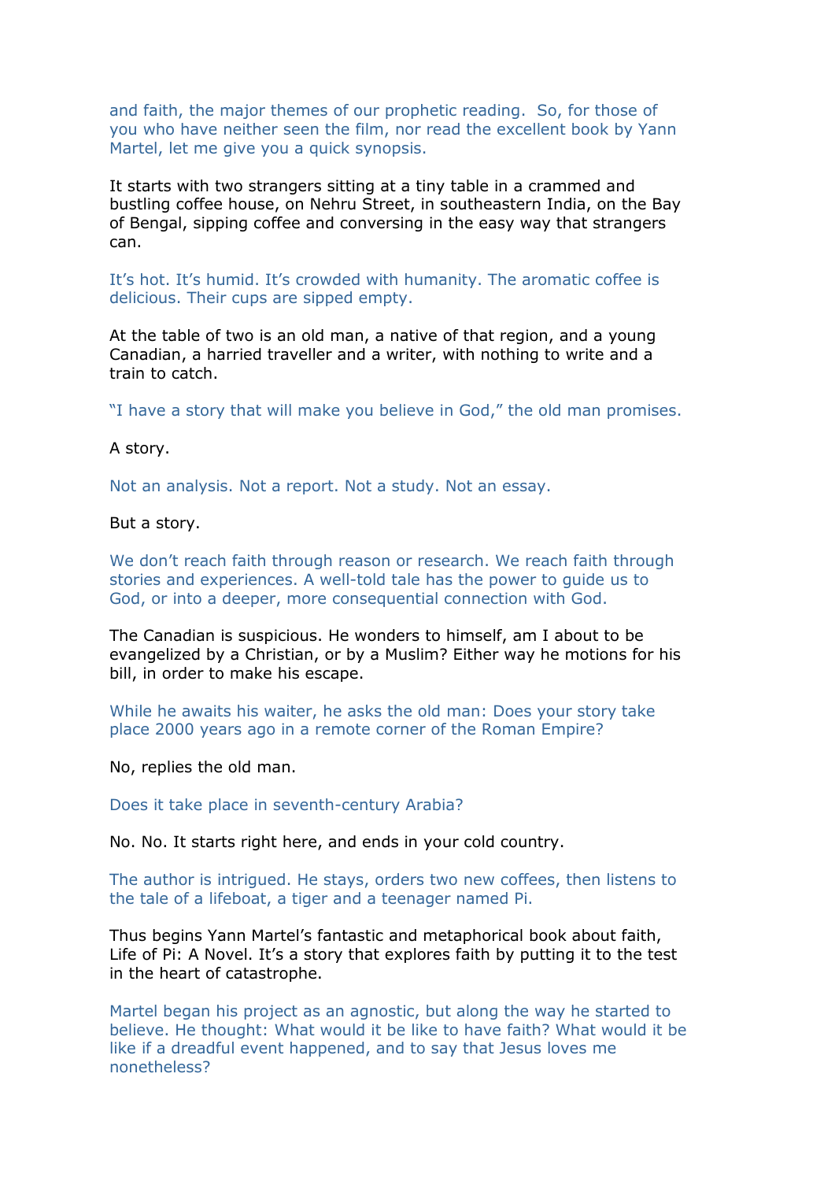and faith, the major themes of our prophetic reading.  So, for those of you who have neither seen the film, nor read the excellent book by Yann Martel, let me give you a quick synopsis.

It starts with two strangers sitting at a tiny table in a crammed and bustling coffee house, on Nehru Street, in southeastern India, on the Bay of Bengal, sipping coffee and conversing in the easy way that strangers can.

It's hot. It's humid. It's crowded with humanity. The aromatic coffee is delicious. Their cups are sipped empty.

At the table of two is an old man, a native of that region, and a young Canadian, a harried traveller and a writer, with nothing to write and a train to catch.

"I have a story that will make you believe in God," the old man promises.

A story.

Not an analysis. Not a report. Not a study. Not an essay.

But a story.

We don't reach faith through reason or research. We reach faith through stories and experiences. A well-told tale has the power to guide us to God, or into a deeper, more consequential connection with God.

The Canadian is suspicious. He wonders to himself, am I about to be evangelized by a Christian, or by a Muslim? Either way he motions for his bill, in order to make his escape.

While he awaits his waiter, he asks the old man: Does your story take place 2000 years ago in a remote corner of the Roman Empire?

No, replies the old man.

Does it take place in seventh-century Arabia?

No. No. It starts right here, and ends in your cold country.

The author is intrigued. He stays, orders two new coffees, then listens to the tale of a lifeboat, a tiger and a teenager named Pi.

Thus begins Yann Martel's fantastic and metaphorical book about faith, Life of Pi: A Novel. It's a story that explores faith by putting it to the test in the heart of catastrophe.

Martel began his project as an agnostic, but along the way he started to believe. He thought: What would it be like to have faith? What would it be like if a dreadful event happened, and to say that Jesus loves me nonetheless?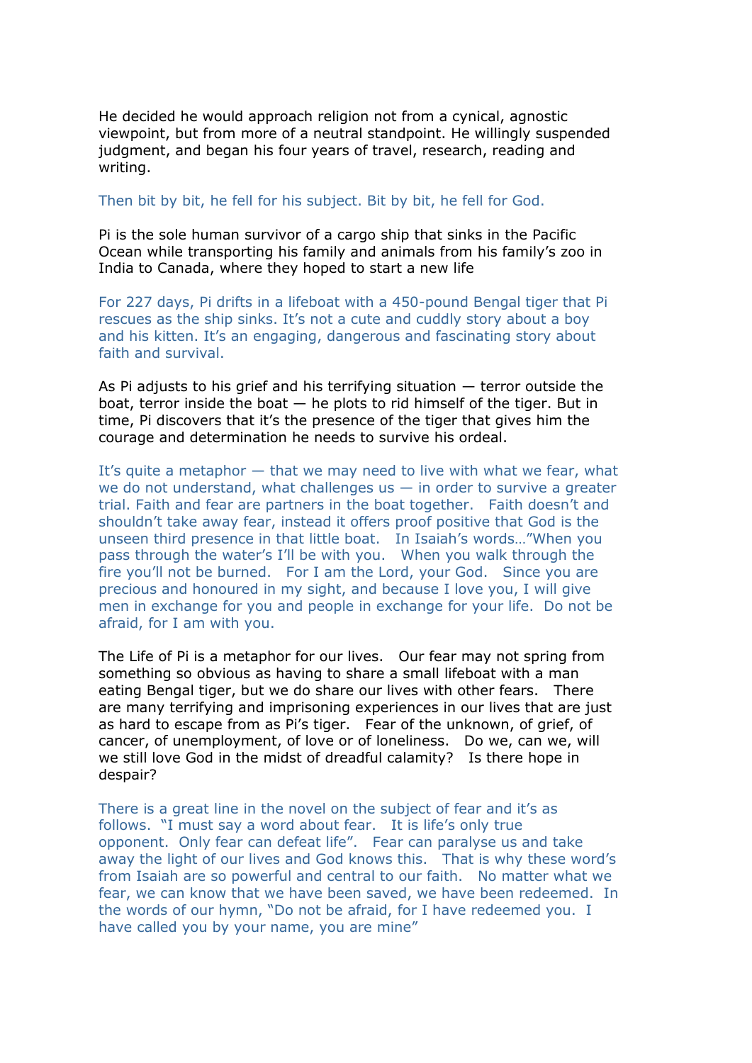He decided he would approach religion not from a cynical, agnostic viewpoint, but from more of a neutral standpoint. He willingly suspended judgment, and began his four years of travel, research, reading and writing.

Then bit by bit, he fell for his subject. Bit by bit, he fell for God.

Pi is the sole human survivor of a cargo ship that sinks in the Pacific Ocean while transporting his family and animals from his family's zoo in India to Canada, where they hoped to start a new life

For 227 days, Pi drifts in a lifeboat with a 450-pound Bengal tiger that Pi rescues as the ship sinks. It's not a cute and cuddly story about a boy and his kitten. It's an engaging, dangerous and fascinating story about faith and survival.

As Pi adjusts to his grief and his terrifying situation — terror outside the boat, terror inside the boat — he plots to rid himself of the tiger. But in time, Pi discovers that it's the presence of the tiger that gives him the courage and determination he needs to survive his ordeal.

It's quite a metaphor — that we may need to live with what we fear, what we do not understand, what challenges us — in order to survive a greater trial. Faith and fear are partners in the boat together. Faith doesn't and shouldn't take away fear, instead it offers proof positive that God is the unseen third presence in that little boat. In Isaiah's words…"When you pass through the water's I'll be with you. When you walk through the fire you'll not be burned. For I am the Lord, your God. Since you are precious and honoured in my sight, and because I love you, I will give men in exchange for you and people in exchange for your life. Do not be afraid, for I am with you.

The Life of Pi is a metaphor for our lives. Our fear may not spring from something so obvious as having to share a small lifeboat with a man eating Bengal tiger, but we do share our lives with other fears. There are many terrifying and imprisoning experiences in our lives that are just as hard to escape from as Pi's tiger. Fear of the unknown, of grief, of cancer, of unemployment, of love or of loneliness. Do we, can we, will we still love God in the midst of dreadful calamity? Is there hope in despair?

There is a great line in the novel on the subject of fear and it's as follows. "I must say a word about fear. It is life's only true opponent. Only fear can defeat life". Fear can paralyse us and take away the light of our lives and God knows this. That is why these word's from Isaiah are so powerful and central to our faith. No matter what we fear, we can know that we have been saved, we have been redeemed. In the words of our hymn, "Do not be afraid, for I have redeemed you. I have called you by your name, you are mine"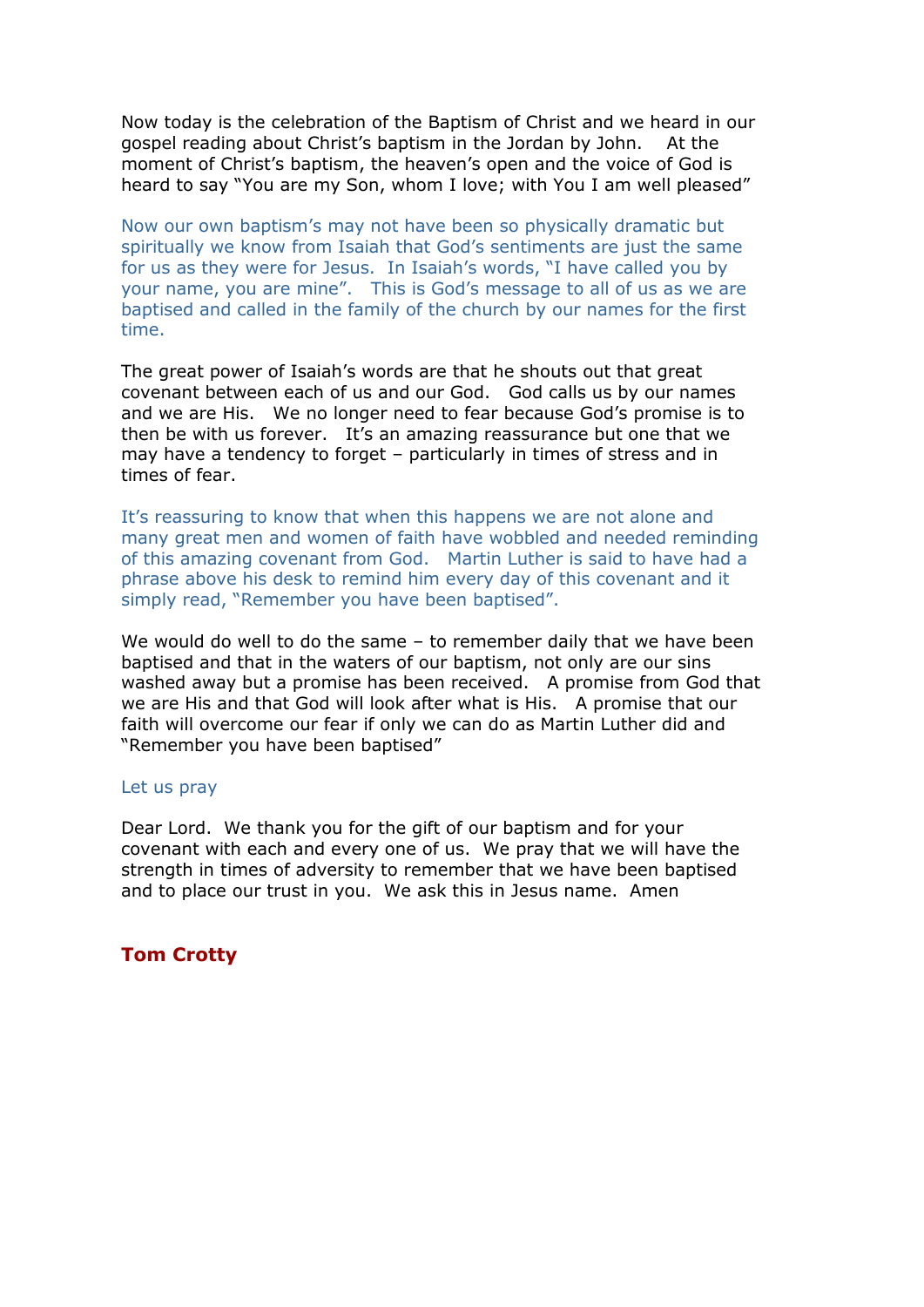Now today is the celebration of the Baptism of Christ and we heard in our gospel reading about Christ's baptism in the Jordan by John. At the moment of Christ's baptism, the heaven's open and the voice of God is heard to say "You are my Son, whom I love; with You I am well pleased"

Now our own baptism's may not have been so physically dramatic but spiritually we know from Isaiah that God's sentiments are just the same for us as they were for Jesus. In Isaiah's words, "I have called you by your name, you are mine". This is God's message to all of us as we are baptised and called in the family of the church by our names for the first time.

The great power of Isaiah's words are that he shouts out that great covenant between each of us and our God. God calls us by our names and we are His. We no longer need to fear because God's promise is to then be with us forever. It's an amazing reassurance but one that we may have a tendency to forget – particularly in times of stress and in times of fear.

It's reassuring to know that when this happens we are not alone and many great men and women of faith have wobbled and needed reminding of this amazing covenant from God. Martin Luther is said to have had a phrase above his desk to remind him every day of this covenant and it simply read, "Remember you have been baptised".

We would do well to do the same – to remember daily that we have been baptised and that in the waters of our baptism, not only are our sins washed away but a promise has been received. A promise from God that we are His and that God will look after what is His. A promise that our faith will overcome our fear if only we can do as Martin Luther did and "Remember you have been baptised"

Let us pray

Dear Lord. We thank you for the gift of our baptism and for your covenant with each and every one of us. We pray that we will have the strength in times of adversity to remember that we have been baptised and to place our trust in you. We ask this in Jesus name. Amen

**Tom Crotty**